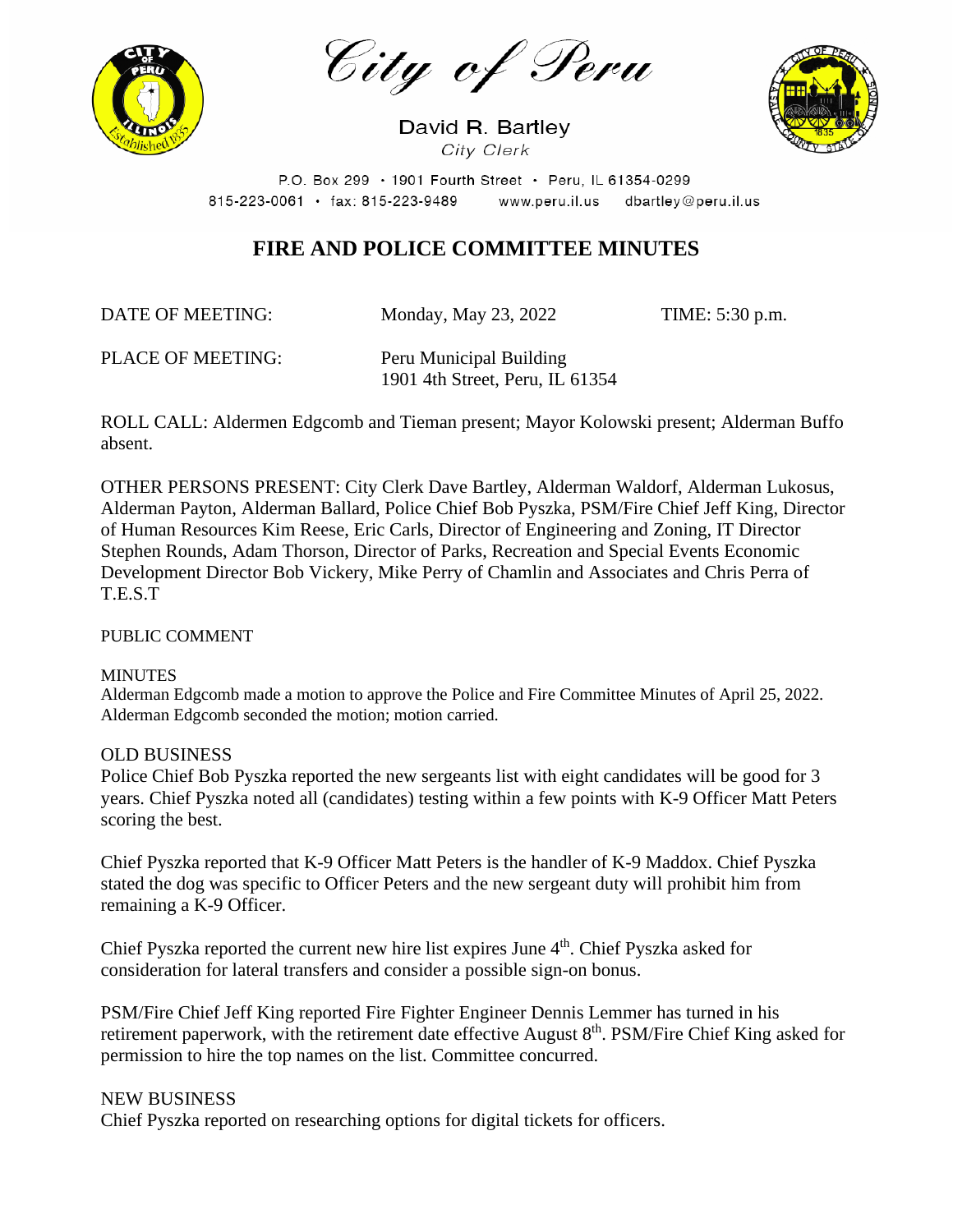# City of Peru

David R. Bartley
*City Clerk*

P.O. Box 299 • 1901 Fourth Street • Peru, IL 61354-0299
815-223-0061 • fax: 815-223-9489 www.peru.il.us dbartley@peru.il.us

## FIRE AND POLICE COMMITTEE MINUTES

DATE OF MEETING: Monday, May 23, 2022 TIME: 5:30 p.m.

PLACE OF MEETING: Peru Municipal Building
1901 4th Street, Peru, IL 61354

ROLL CALL: Aldermen Edgcomb and Tieman present; Mayor Kolowski present; Alderman Buffo absent.

OTHER PERSONS PRESENT: City Clerk Dave Bartley, Alderman Waldorf, Alderman Lukosus, Alderman Payton, Alderman Ballard, Police Chief Bob Pyszka, PSM/Fire Chief Jeff King, Director of Human Resources Kim Reese, Eric Carls, Director of Engineering and Zoning, IT Director Stephen Rounds, Adam Thorson, Director of Parks, Recreation and Special Events Economic Development Director Bob Vickery, Mike Perry of Chamlin and Associates and Chris Perra of T.E.S.T

PUBLIC COMMENT

MINUTES
Alderman Edgcomb made a motion to approve the Police and Fire Committee Minutes of April 25, 2022. Alderman Edgcomb seconded the motion; motion carried.

OLD BUSINESS
Police Chief Bob Pyszka reported the new sergeants list with eight candidates will be good for 3 years. Chief Pyszka noted all (candidates) testing within a few points with K-9 Officer Matt Peters scoring the best.

Chief Pyszka reported that K-9 Officer Matt Peters is the handler of K-9 Maddox. Chief Pyszka stated the dog was specific to Officer Peters and the new sergeant duty will prohibit him from remaining a K-9 Officer.

Chief Pyszka reported the current new hire list expires June 4th. Chief Pyszka asked for consideration for lateral transfers and consider a possible sign-on bonus.

PSM/Fire Chief Jeff King reported Fire Fighter Engineer Dennis Lemmer has turned in his retirement paperwork, with the retirement date effective August 8th. PSM/Fire Chief King asked for permission to hire the top names on the list. Committee concurred.

NEW BUSINESS
Chief Pyszka reported on researching options for digital tickets for officers.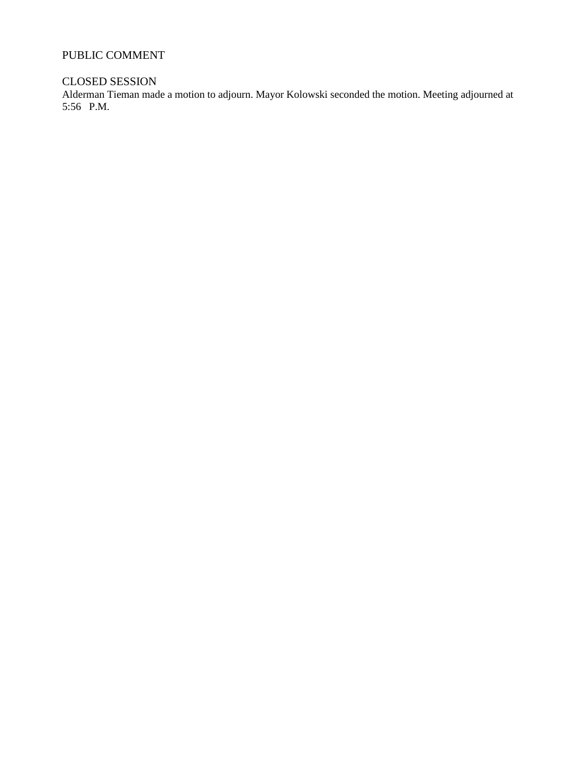PUBLIC COMMENT

CLOSED SESSION

Alderman Tieman made a motion to adjourn. Mayor Kolowski seconded the motion. Meeting adjourned at 5:56 P.M.